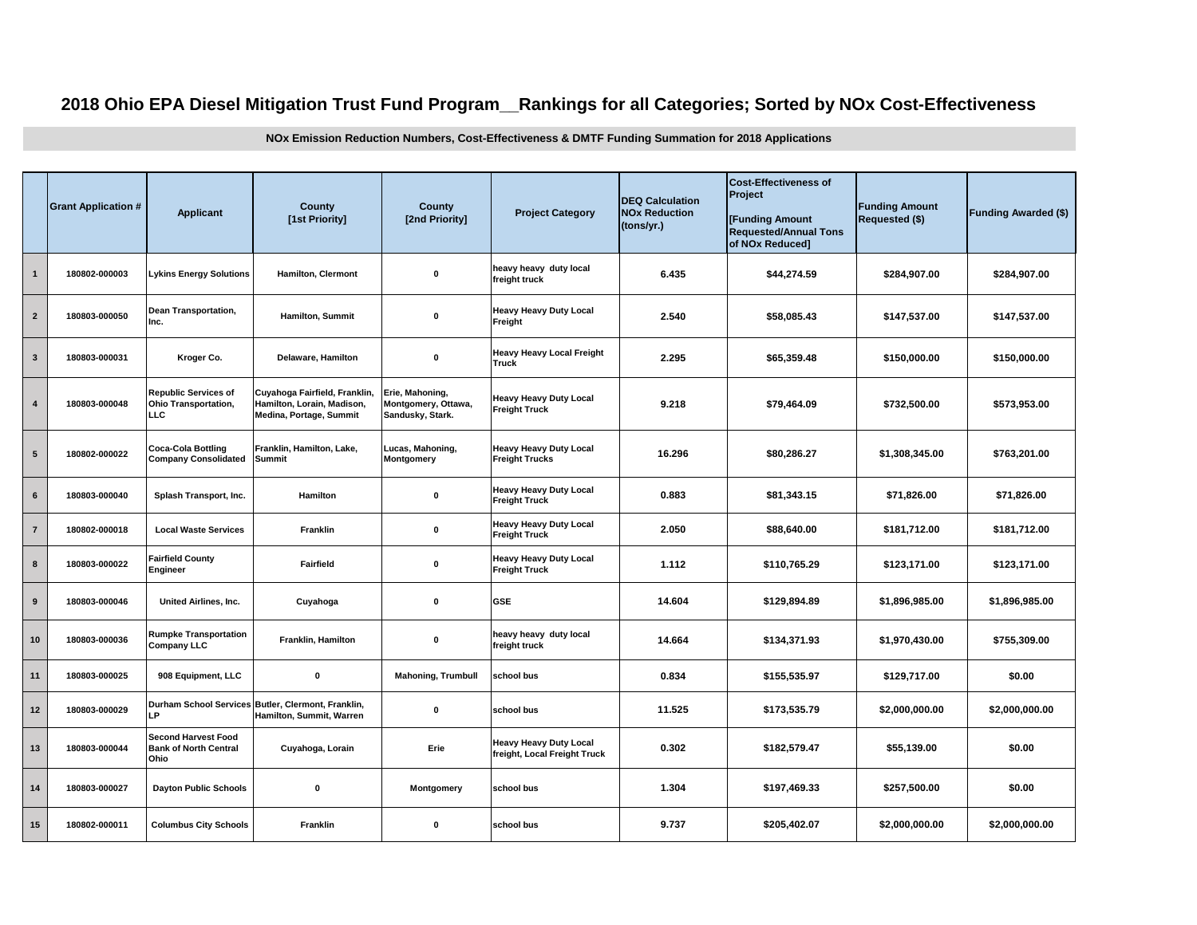# 2018 Ohio EPA Diesel Mitigation Trust Fund Program__Rankings for all Categories; Sorted by NOx Cost-Effectiveness

**NOx Emission Reduction Numbers, Cost-Effectiveness & DMTF Funding Summation for 2018 Applications**

| | Grant Application # | Applicant | County [1st Priority] | County [2nd Priority] | Project Category | DEQ Calculation NOx Reduction (tons/yr.) | Cost-Effectiveness of Project [Funding Amount Requested/Annual Tons of NOx Reduced] | Funding Amount Requested ($) | Funding Awarded ($) |
|---|---|---|---|---|---|---|---|---|---|
| 1 | 180802-000003 | Lykins Energy Solutions | Hamilton, Clermont | 0 | heavy heavy duty local freight truck | 6.435 | $44,274.59 | $284,907.00 | $284,907.00 |
| 2 | 180803-000050 | Dean Transportation, Inc. | Hamilton, Summit | 0 | Heavy Heavy Duty Local Freight | 2.540 | $58,085.43 | $147,537.00 | $147,537.00 |
| 3 | 180803-000031 | Kroger Co. | Delaware, Hamilton | 0 | Heavy Heavy Local Freight Truck | 2.295 | $65,359.48 | $150,000.00 | $150,000.00 |
| 4 | 180803-000048 | Republic Services of Ohio Transportation, LLC | Cuyahoga Fairfield, Franklin, Hamilton, Lorain, Madison, Medina, Portage, Summit | Erie, Mahoning, Montgomery, Ottawa, Sandusky, Stark. | Heavy Heavy Duty Local Freight Truck | 9.218 | $79,464.09 | $732,500.00 | $573,953.00 |
| 5 | 180802-000022 | Coca-Cola Bottling Company Consolidated | Franklin, Hamilton, Lake, Summit | Lucas, Mahoning, Montgomery | Heavy Heavy Duty Local Freight Trucks | 16.296 | $80,286.27 | $1,308,345.00 | $763,201.00 |
| 6 | 180803-000040 | Splash Transport, Inc. | Hamilton | 0 | Heavy Heavy Duty Local Freight Truck | 0.883 | $81,343.15 | $71,826.00 | $71,826.00 |
| 7 | 180802-000018 | Local Waste Services | Franklin | 0 | Heavy Heavy Duty Local Freight Truck | 2.050 | $88,640.00 | $181,712.00 | $181,712.00 |
| 8 | 180803-000022 | Fairfield County Engineer | Fairfield | 0 | Heavy Heavy Duty Local Freight Truck | 1.112 | $110,765.29 | $123,171.00 | $123,171.00 |
| 9 | 180803-000046 | United Airlines, Inc. | Cuyahoga | 0 | GSE | 14.604 | $129,894.89 | $1,896,985.00 | $1,896,985.00 |
| 10 | 180803-000036 | Rumpke Transportation Company LLC | Franklin, Hamilton | 0 | heavy heavy duty local freight truck | 14.664 | $134,371.93 | $1,970,430.00 | $755,309.00 |
| 11 | 180803-000025 | 908 Equipment, LLC | 0 | Mahoning, Trumbull | school bus | 0.834 | $155,535.97 | $129,717.00 | $0.00 |
| 12 | 180803-000029 | Durham School Services LP | Butler, Clermont, Franklin, Hamilton, Summit, Warren | 0 | school bus | 11.525 | $173,535.79 | $2,000,000.00 | $2,000,000.00 |
| 13 | 180803-000044 | Second Harvest Food Bank of North Central Ohio | Cuyahoga, Lorain | Erie | Heavy Heavy Duty Local freight, Local Freight Truck | 0.302 | $182,579.47 | $55,139.00 | $0.00 |
| 14 | 180803-000027 | Dayton Public Schools | 0 | Montgomery | school bus | 1.304 | $197,469.33 | $257,500.00 | $0.00 |
| 15 | 180802-000011 | Columbus City Schools | Franklin | 0 | school bus | 9.737 | $205,402.07 | $2,000,000.00 | $2,000,000.00 |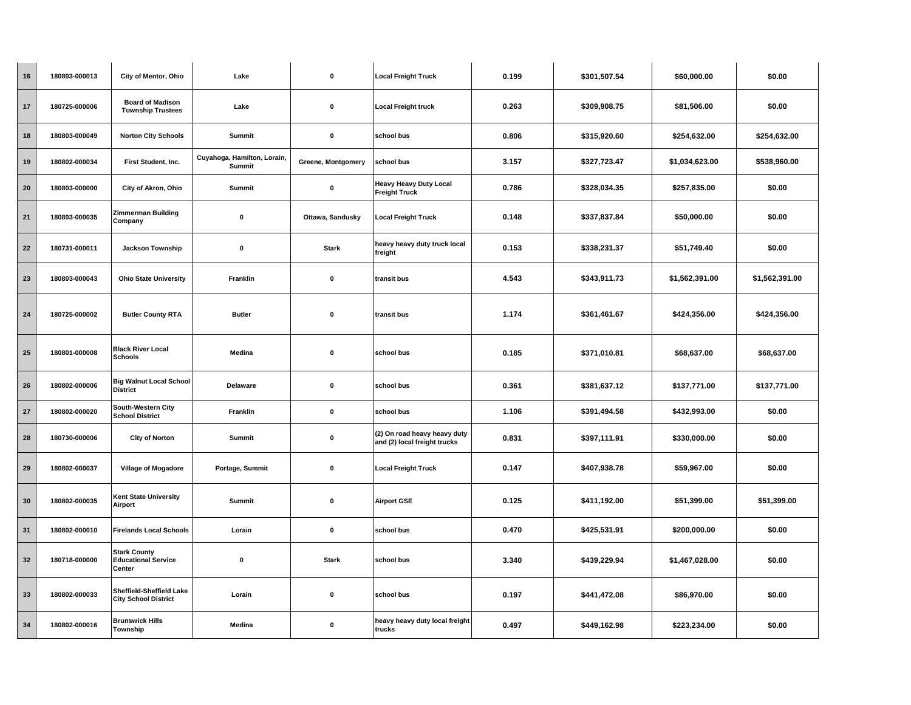| | | | | | | | | | |
|---|---|---|---|---|---|---|---|---|---|
| 16 | 180803-000013 | City of Mentor, Ohio | Lake | 0 | Local Freight Truck | 0.199 | $301,507.54 | $60,000.00 | $0.00 |
| 17 | 180725-000006 | Board of Madison Township Trustees | Lake | 0 | Local Freight truck | 0.263 | $309,908.75 | $81,506.00 | $0.00 |
| 18 | 180803-000049 | Norton City Schools | Summit | 0 | school bus | 0.806 | $315,920.60 | $254,632.00 | $254,632.00 |
| 19 | 180802-000034 | First Student, Inc. | Cuyahoga, Hamilton, Lorain, Summit | Greene, Montgomery | school bus | 3.157 | $327,723.47 | $1,034,623.00 | $538,960.00 |
| 20 | 180803-000000 | City of Akron, Ohio | Summit | 0 | Heavy Heavy Duty Local Freight Truck | 0.786 | $328,034.35 | $257,835.00 | $0.00 |
| 21 | 180803-000035 | Zimmerman Building Company | 0 | Ottawa, Sandusky | Local Freight Truck | 0.148 | $337,837.84 | $50,000.00 | $0.00 |
| 22 | 180731-000011 | Jackson Township | 0 | Stark | heavy heavy duty truck local freight | 0.153 | $338,231.37 | $51,749.40 | $0.00 |
| 23 | 180803-000043 | Ohio State University | Franklin | 0 | transit bus | 4.543 | $343,911.73 | $1,562,391.00 | $1,562,391.00 |
| 24 | 180725-000002 | Butler County RTA | Butler | 0 | transit bus | 1.174 | $361,461.67 | $424,356.00 | $424,356.00 |
| 25 | 180801-000008 | Black River Local Schools | Medina | 0 | school bus | 0.185 | $371,010.81 | $68,637.00 | $68,637.00 |
| 26 | 180802-000006 | Big Walnut Local School District | Delaware | 0 | school bus | 0.361 | $381,637.12 | $137,771.00 | $137,771.00 |
| 27 | 180802-000020 | South-Western City School District | Franklin | 0 | school bus | 1.106 | $391,494.58 | $432,993.00 | $0.00 |
| 28 | 180730-000006 | City of Norton | Summit | 0 | (2) On road heavy heavy duty and (2) local freight trucks | 0.831 | $397,111.91 | $330,000.00 | $0.00 |
| 29 | 180802-000037 | Village of Mogadore | Portage, Summit | 0 | Local Freight Truck | 0.147 | $407,938.78 | $59,967.00 | $0.00 |
| 30 | 180802-000035 | Kent State University Airport | Summit | 0 | Airport GSE | 0.125 | $411,192.00 | $51,399.00 | $51,399.00 |
| 31 | 180802-000010 | Firelands Local Schools | Lorain | 0 | school bus | 0.470 | $425,531.91 | $200,000.00 | $0.00 |
| 32 | 180718-000000 | Stark County Educational Service Center | 0 | Stark | school bus | 3.340 | $439,229.94 | $1,467,028.00 | $0.00 |
| 33 | 180802-000033 | Sheffield-Sheffield Lake City School District | Lorain | 0 | school bus | 0.197 | $441,472.08 | $86,970.00 | $0.00 |
| 34 | 180802-000016 | Brunswick Hills Township | Medina | 0 | heavy heavy duty local freight trucks | 0.497 | $449,162.98 | $223,234.00 | $0.00 |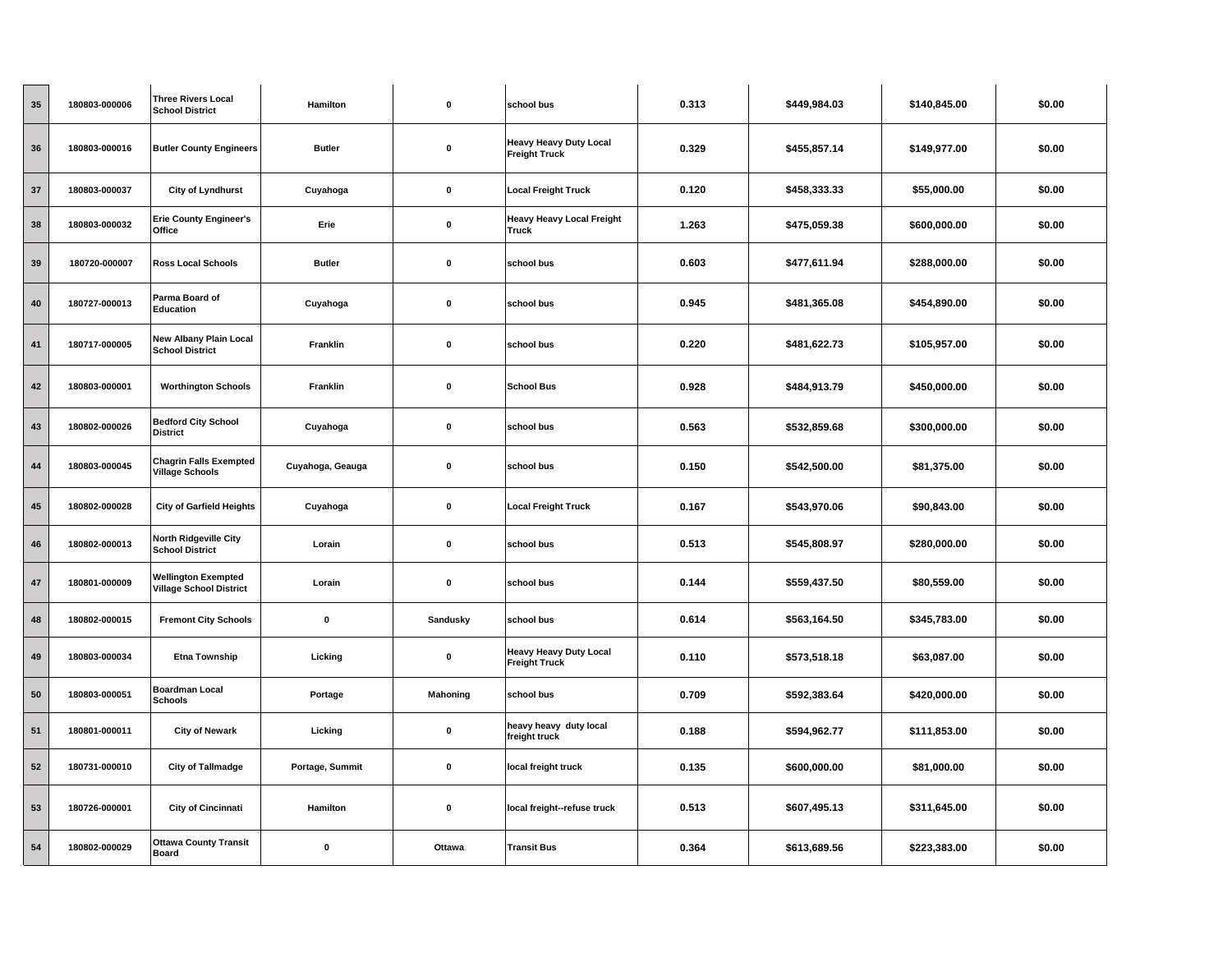| 35 | 180803-000006 | Three Rivers Local School District | Hamilton | 0 | school bus | 0.313 | $449,984.03 | $140,845.00 | $0.00 |
|---|---|---|---|---|---|---|---|---|---|
| 36 | 180803-000016 | Butler County Engineers | Butler | 0 | Heavy Heavy Duty Local Freight Truck | 0.329 | $455,857.14 | $149,977.00 | $0.00 |
| 37 | 180803-000037 | City of Lyndhurst | Cuyahoga | 0 | Local Freight Truck | 0.120 | $458,333.33 | $55,000.00 | $0.00 |
| 38 | 180803-000032 | Erie County Engineer's Office | Erie | 0 | Heavy Heavy Local Freight Truck | 1.263 | $475,059.38 | $600,000.00 | $0.00 |
| 39 | 180720-000007 | Ross Local Schools | Butler | 0 | school bus | 0.603 | $477,611.94 | $288,000.00 | $0.00 |
| 40 | 180727-000013 | Parma Board of Education | Cuyahoga | 0 | school bus | 0.945 | $481,365.08 | $454,890.00 | $0.00 |
| 41 | 180717-000005 | New Albany Plain Local School District | Franklin | 0 | school bus | 0.220 | $481,622.73 | $105,957.00 | $0.00 |
| 42 | 180803-000001 | Worthington Schools | Franklin | 0 | School Bus | 0.928 | $484,913.79 | $450,000.00 | $0.00 |
| 43 | 180802-000026 | Bedford City School District | Cuyahoga | 0 | school bus | 0.563 | $532,859.68 | $300,000.00 | $0.00 |
| 44 | 180803-000045 | Chagrin Falls Exempted Village Schools | Cuyahoga, Geauga | 0 | school bus | 0.150 | $542,500.00 | $81,375.00 | $0.00 |
| 45 | 180802-000028 | City of Garfield Heights | Cuyahoga | 0 | Local Freight Truck | 0.167 | $543,970.06 | $90,843.00 | $0.00 |
| 46 | 180802-000013 | North Ridgeville City School District | Lorain | 0 | school bus | 0.513 | $545,808.97 | $280,000.00 | $0.00 |
| 47 | 180801-000009 | Wellington Exempted Village School District | Lorain | 0 | school bus | 0.144 | $559,437.50 | $80,559.00 | $0.00 |
| 48 | 180802-000015 | Fremont City Schools | 0 | Sandusky | school bus | 0.614 | $563,164.50 | $345,783.00 | $0.00 |
| 49 | 180803-000034 | Etna Township | Licking | 0 | Heavy Heavy Duty Local Freight Truck | 0.110 | $573,518.18 | $63,087.00 | $0.00 |
| 50 | 180803-000051 | Boardman Local Schools | Portage | Mahoning | school bus | 0.709 | $592,383.64 | $420,000.00 | $0.00 |
| 51 | 180801-000011 | City of Newark | Licking | 0 | heavy heavy duty local freight truck | 0.188 | $594,962.77 | $111,853.00 | $0.00 |
| 52 | 180731-000010 | City of Tallmadge | Portage, Summit | 0 | local freight truck | 0.135 | $600,000.00 | $81,000.00 | $0.00 |
| 53 | 180726-000001 | City of Cincinnati | Hamilton | 0 | local freight--refuse truck | 0.513 | $607,495.13 | $311,645.00 | $0.00 |
| 54 | 180802-000029 | Ottawa County Transit Board | 0 | Ottawa | Transit Bus | 0.364 | $613,689.56 | $223,383.00 | $0.00 |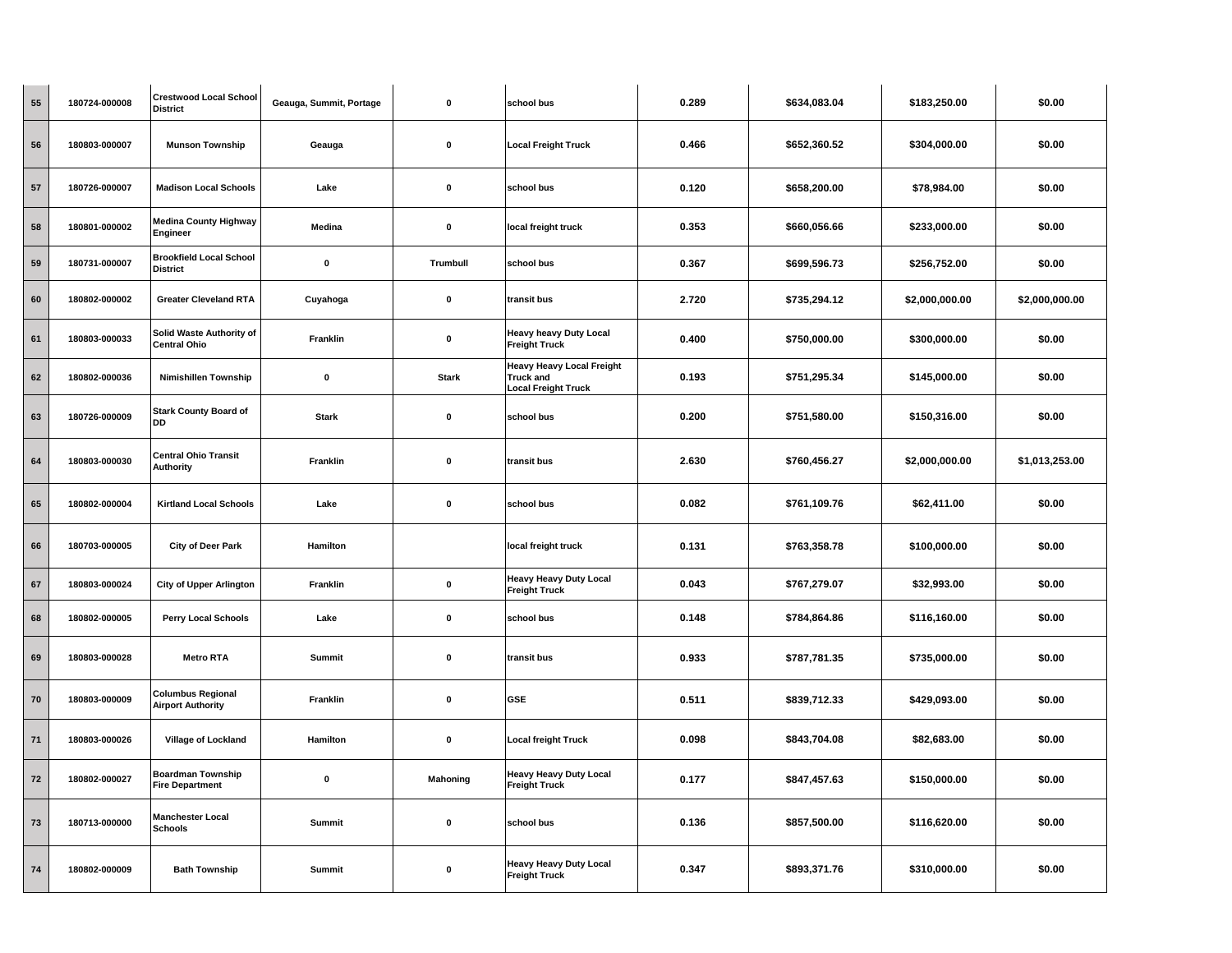| | | | | | | | | | |
|---|---|---|---|---|---|---|---|---|---|
| 55 | 180724-000008 | Crestwood Local School District | Geauga, Summit, Portage | 0 | school bus | 0.289 | $634,083.04 | $183,250.00 | $0.00 |
| 56 | 180803-000007 | Munson Township | Geauga | 0 | Local Freight Truck | 0.466 | $652,360.52 | $304,000.00 | $0.00 |
| 57 | 180726-000007 | Madison Local Schools | Lake | 0 | school bus | 0.120 | $658,200.00 | $78,984.00 | $0.00 |
| 58 | 180801-000002 | Medina County Highway Engineer | Medina | 0 | local freight truck | 0.353 | $660,056.66 | $233,000.00 | $0.00 |
| 59 | 180731-000007 | Brookfield Local School District | 0 | Trumbull | school bus | 0.367 | $699,596.73 | $256,752.00 | $0.00 |
| 60 | 180802-000002 | Greater Cleveland RTA | Cuyahoga | 0 | transit bus | 2.720 | $735,294.12 | $2,000,000.00 | $2,000,000.00 |
| 61 | 180803-000033 | Solid Waste Authority of Central Ohio | Franklin | 0 | Heavy heavy Duty Local Freight Truck | 0.400 | $750,000.00 | $300,000.00 | $0.00 |
| 62 | 180802-000036 | Nimishillen Township | 0 | Stark | Heavy Heavy Local Freight Truck and Local Freight Truck | 0.193 | $751,295.34 | $145,000.00 | $0.00 |
| 63 | 180726-000009 | Stark County Board of DD | Stark | 0 | school bus | 0.200 | $751,580.00 | $150,316.00 | $0.00 |
| 64 | 180803-000030 | Central Ohio Transit Authority | Franklin | 0 | transit bus | 2.630 | $760,456.27 | $2,000,000.00 | $1,013,253.00 |
| 65 | 180802-000004 | Kirtland Local Schools | Lake | 0 | school bus | 0.082 | $761,109.76 | $62,411.00 | $0.00 |
| 66 | 180703-000005 | City of Deer Park | Hamilton | | local freight truck | 0.131 | $763,358.78 | $100,000.00 | $0.00 |
| 67 | 180803-000024 | City of Upper Arlington | Franklin | 0 | Heavy Heavy Duty Local Freight Truck | 0.043 | $767,279.07 | $32,993.00 | $0.00 |
| 68 | 180802-000005 | Perry Local Schools | Lake | 0 | school bus | 0.148 | $784,864.86 | $116,160.00 | $0.00 |
| 69 | 180803-000028 | Metro RTA | Summit | 0 | transit bus | 0.933 | $787,781.35 | $735,000.00 | $0.00 |
| 70 | 180803-000009 | Columbus Regional Airport Authority | Franklin | 0 | GSE | 0.511 | $839,712.33 | $429,093.00 | $0.00 |
| 71 | 180803-000026 | Village of Lockland | Hamilton | 0 | Local freight Truck | 0.098 | $843,704.08 | $82,683.00 | $0.00 |
| 72 | 180802-000027 | Boardman Township Fire Department | 0 | Mahoning | Heavy Heavy Duty Local Freight Truck | 0.177 | $847,457.63 | $150,000.00 | $0.00 |
| 73 | 180713-000000 | Manchester Local Schools | Summit | 0 | school bus | 0.136 | $857,500.00 | $116,620.00 | $0.00 |
| 74 | 180802-000009 | Bath Township | Summit | 0 | Heavy Heavy Duty Local Freight Truck | 0.347 | $893,371.76 | $310,000.00 | $0.00 |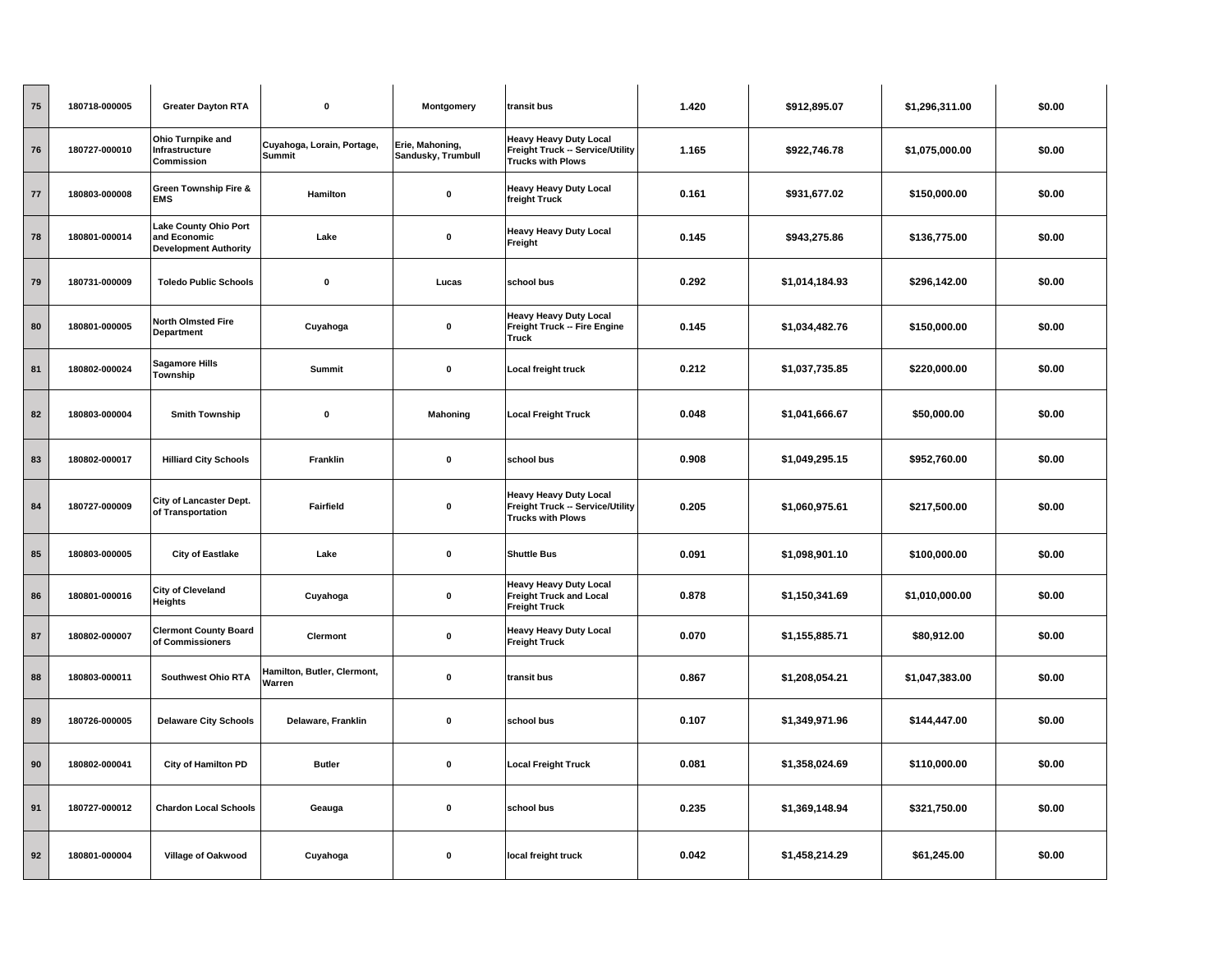| 75 | 180718-000005 | Greater Dayton RTA | 0 | Montgomery | transit bus | 1.420 | $912,895.07 | $1,296,311.00 | $0.00 |
|---|---|---|---|---|---|---|---|---|---|
| 76 | 180727-000010 | Ohio Turnpike and Infrastructure Commission | Cuyahoga, Lorain, Portage, Summit | Erie, Mahoning, Sandusky, Trumbull | Heavy Heavy Duty Local Freight Truck -- Service/Utility Trucks with Plows | 1.165 | $922,746.78 | $1,075,000.00 | $0.00 |
| 77 | 180803-000008 | Green Township Fire & EMS | Hamilton | 0 | Heavy Heavy Duty Local freight Truck | 0.161 | $931,677.02 | $150,000.00 | $0.00 |
| 78 | 180801-000014 | Lake County Ohio Port and Economic Development Authority | Lake | 0 | Heavy Heavy Duty Local Freight | 0.145 | $943,275.86 | $136,775.00 | $0.00 |
| 79 | 180731-000009 | Toledo Public Schools | 0 | Lucas | school bus | 0.292 | $1,014,184.93 | $296,142.00 | $0.00 |
| 80 | 180801-000005 | North Olmsted Fire Department | Cuyahoga | 0 | Heavy Heavy Duty Local Freight Truck -- Fire Engine Truck | 0.145 | $1,034,482.76 | $150,000.00 | $0.00 |
| 81 | 180802-000024 | Sagamore Hills Township | Summit | 0 | Local freight truck | 0.212 | $1,037,735.85 | $220,000.00 | $0.00 |
| 82 | 180803-000004 | Smith Township | 0 | Mahoning | Local Freight Truck | 0.048 | $1,041,666.67 | $50,000.00 | $0.00 |
| 83 | 180802-000017 | Hilliard City Schools | Franklin | 0 | school bus | 0.908 | $1,049,295.15 | $952,760.00 | $0.00 |
| 84 | 180727-000009 | City of Lancaster Dept. of Transportation | Fairfield | 0 | Heavy Heavy Duty Local Freight Truck -- Service/Utility Trucks with Plows | 0.205 | $1,060,975.61 | $217,500.00 | $0.00 |
| 85 | 180803-000005 | City of Eastlake | Lake | 0 | Shuttle Bus | 0.091 | $1,098,901.10 | $100,000.00 | $0.00 |
| 86 | 180801-000016 | City of Cleveland Heights | Cuyahoga | 0 | Heavy Heavy Duty Local Freight Truck and Local Freight Truck | 0.878 | $1,150,341.69 | $1,010,000.00 | $0.00 |
| 87 | 180802-000007 | Clermont County Board of Commissioners | Clermont | 0 | Heavy Heavy Duty Local Freight Truck | 0.070 | $1,155,885.71 | $80,912.00 | $0.00 |
| 88 | 180803-000011 | Southwest Ohio RTA | Hamilton, Butler, Clermont, Warren | 0 | transit bus | 0.867 | $1,208,054.21 | $1,047,383.00 | $0.00 |
| 89 | 180726-000005 | Delaware City Schools | Delaware, Franklin | 0 | school bus | 0.107 | $1,349,971.96 | $144,447.00 | $0.00 |
| 90 | 180802-000041 | City of Hamilton PD | Butler | 0 | Local Freight Truck | 0.081 | $1,358,024.69 | $110,000.00 | $0.00 |
| 91 | 180727-000012 | Chardon Local Schools | Geauga | 0 | school bus | 0.235 | $1,369,148.94 | $321,750.00 | $0.00 |
| 92 | 180801-000004 | Village of Oakwood | Cuyahoga | 0 | local freight truck | 0.042 | $1,458,214.29 | $61,245.00 | $0.00 |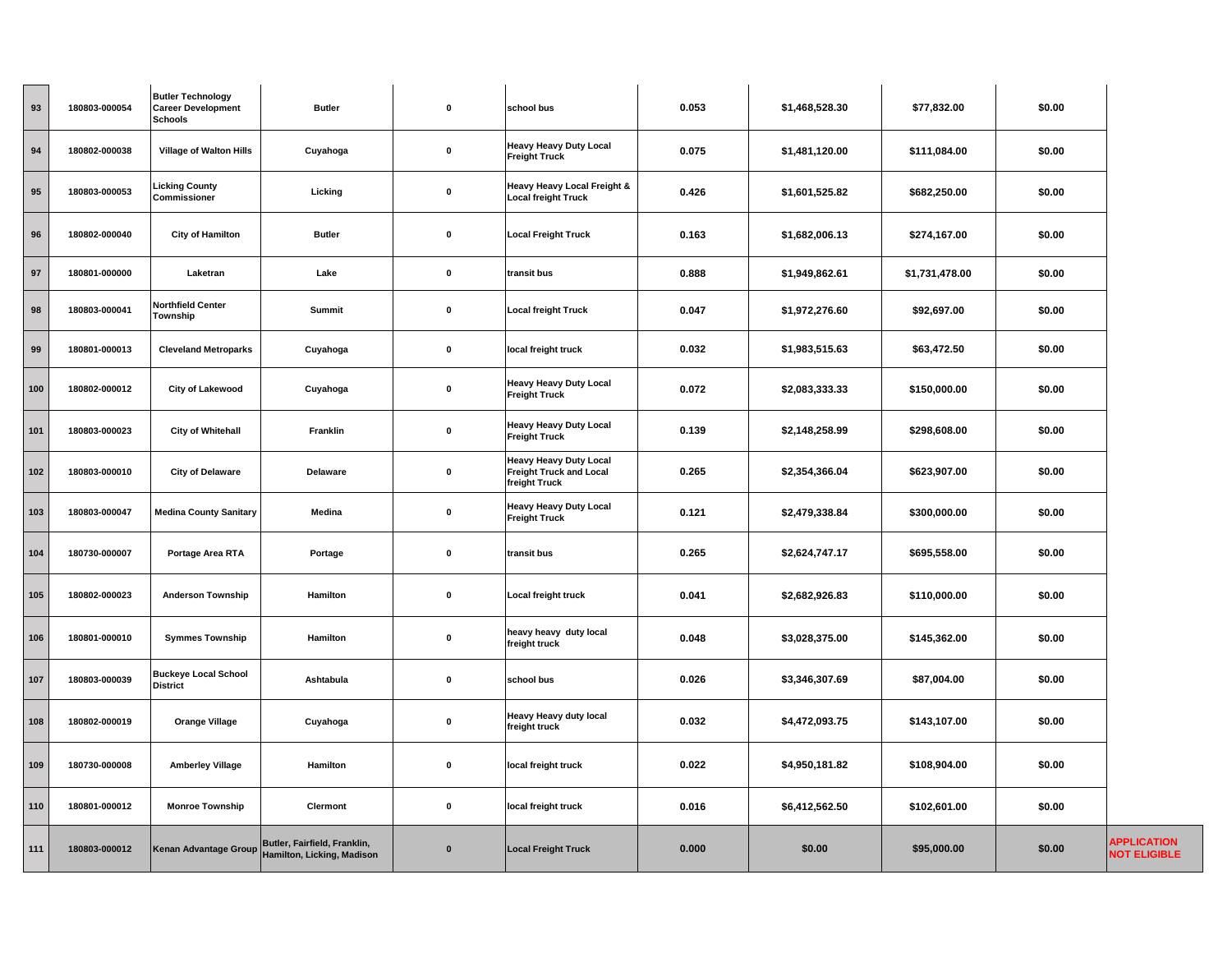| 93 | 180803-000054 | Butler Technology Career Development Schools | Butler | 0 | school bus | 0.053 | $1,468,528.30 | $77,832.00 | $0.00 | |
|---|---|---|---|---|---|---|---|---|---|---|
| 94 | 180802-000038 | Village of Walton Hills | Cuyahoga | 0 | Heavy Heavy Duty Local Freight Truck | 0.075 | $1,481,120.00 | $111,084.00 | $0.00 | |
| 95 | 180803-000053 | Licking County Commissioner | Licking | 0 | Heavy Heavy Local Freight & Local freight Truck | 0.426 | $1,601,525.82 | $682,250.00 | $0.00 | |
| 96 | 180802-000040 | City of Hamilton | Butler | 0 | Local Freight Truck | 0.163 | $1,682,006.13 | $274,167.00 | $0.00 | |
| 97 | 180801-000000 | Laketran | Lake | 0 | transit bus | 0.888 | $1,949,862.61 | $1,731,478.00 | $0.00 | |
| 98 | 180803-000041 | Northfield Center Township | Summit | 0 | Local freight Truck | 0.047 | $1,972,276.60 | $92,697.00 | $0.00 | |
| 99 | 180801-000013 | Cleveland Metroparks | Cuyahoga | 0 | local freight truck | 0.032 | $1,983,515.63 | $63,472.50 | $0.00 | |
| 100 | 180802-000012 | City of Lakewood | Cuyahoga | 0 | Heavy Heavy Duty Local Freight Truck | 0.072 | $2,083,333.33 | $150,000.00 | $0.00 | |
| 101 | 180803-000023 | City of Whitehall | Franklin | 0 | Heavy Heavy Duty Local Freight Truck | 0.139 | $2,148,258.99 | $298,608.00 | $0.00 | |
| 102 | 180803-000010 | City of Delaware | Delaware | 0 | Heavy Heavy Duty Local Freight Truck and Local freight Truck | 0.265 | $2,354,366.04 | $623,907.00 | $0.00 | |
| 103 | 180803-000047 | Medina County Sanitary | Medina | 0 | Heavy Heavy Duty Local Freight Truck | 0.121 | $2,479,338.84 | $300,000.00 | $0.00 | |
| 104 | 180730-000007 | Portage Area RTA | Portage | 0 | transit bus | 0.265 | $2,624,747.17 | $695,558.00 | $0.00 | |
| 105 | 180802-000023 | Anderson Township | Hamilton | 0 | Local freight truck | 0.041 | $2,682,926.83 | $110,000.00 | $0.00 | |
| 106 | 180801-000010 | Symmes Township | Hamilton | 0 | heavy heavy duty local freight truck | 0.048 | $3,028,375.00 | $145,362.00 | $0.00 | |
| 107 | 180803-000039 | Buckeye Local School District | Ashtabula | 0 | school bus | 0.026 | $3,346,307.69 | $87,004.00 | $0.00 | |
| 108 | 180802-000019 | Orange Village | Cuyahoga | 0 | Heavy Heavy duty local freight truck | 0.032 | $4,472,093.75 | $143,107.00 | $0.00 | |
| 109 | 180730-000008 | Amberley Village | Hamilton | 0 | local freight truck | 0.022 | $4,950,181.82 | $108,904.00 | $0.00 | |
| 110 | 180801-000012 | Monroe Township | Clermont | 0 | local freight truck | 0.016 | $6,412,562.50 | $102,601.00 | $0.00 | |
| 111 | 180803-000012 | Kenan Advantage Group | Butler, Fairfield, Franklin, Hamilton, Licking, Madison | 0 | Local Freight Truck | 0.000 | $0.00 | $95,000.00 | $0.00 | APPLICATION NOT ELIGIBLE |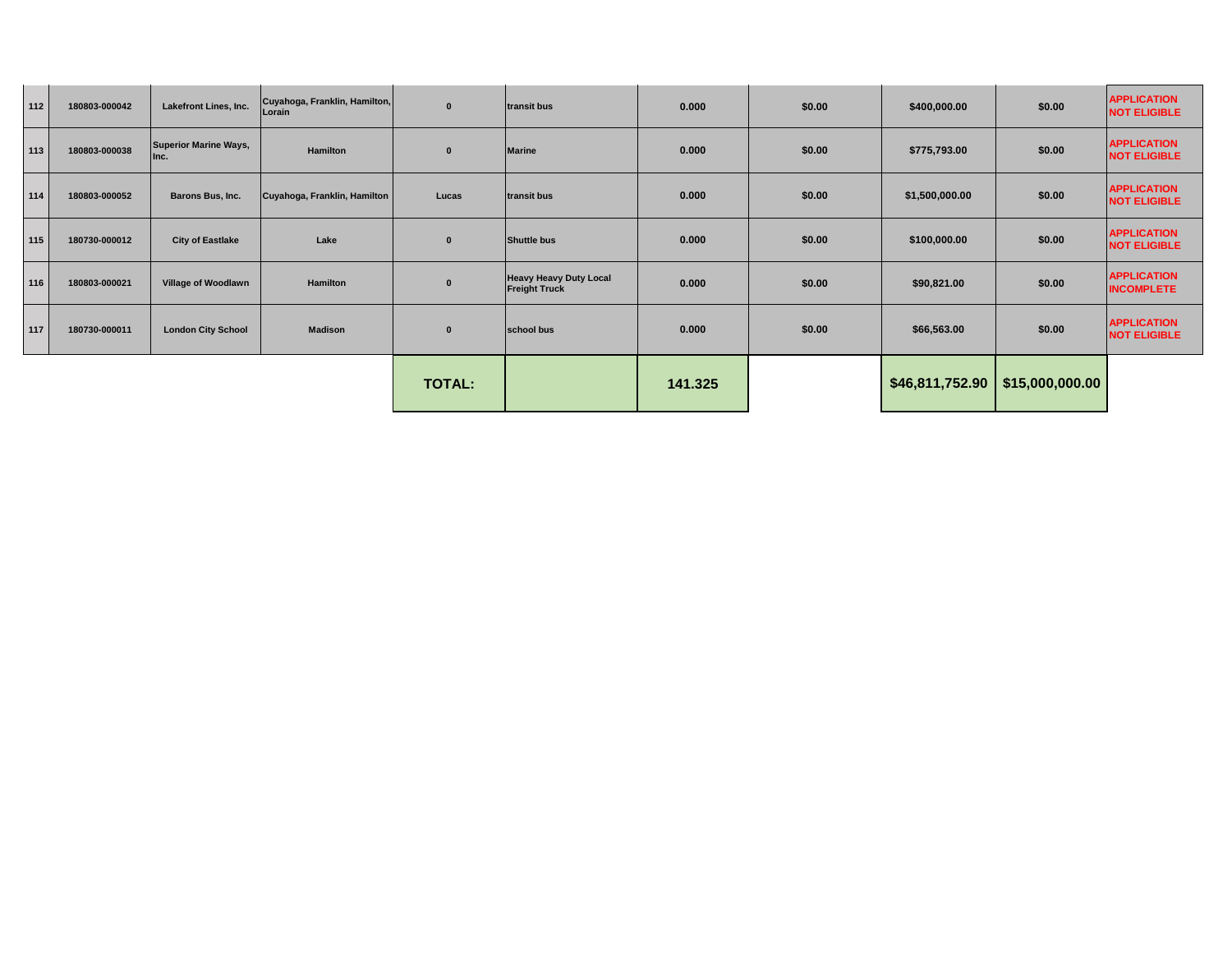| | | | | | | | | | | |
|---|---|---|---|---|---|---|---|---|---|---|
| 112 | 180803-000042 | Lakefront Lines, Inc. | Cuyahoga, Franklin, Hamilton, Lorain | 0 | transit bus | 0.000 | $0.00 | $400,000.00 | $0.00 | APPLICATION NOT ELIGIBLE |
| 113 | 180803-000038 | Superior Marine Ways, Inc. | Hamilton | 0 | Marine | 0.000 | $0.00 | $775,793.00 | $0.00 | APPLICATION NOT ELIGIBLE |
| 114 | 180803-000052 | Barons Bus, Inc. | Cuyahoga, Franklin, Hamilton | Lucas | transit bus | 0.000 | $0.00 | $1,500,000.00 | $0.00 | APPLICATION NOT ELIGIBLE |
| 115 | 180730-000012 | City of Eastlake | Lake | 0 | Shuttle bus | 0.000 | $0.00 | $100,000.00 | $0.00 | APPLICATION NOT ELIGIBLE |
| 116 | 180803-000021 | Village of Woodlawn | Hamilton | 0 | Heavy Heavy Duty Local Freight Truck | 0.000 | $0.00 | $90,821.00 | $0.00 | APPLICATION INCOMPLETE |
| 117 | 180730-000011 | London City School | Madison | 0 | school bus | 0.000 | $0.00 | $66,563.00 | $0.00 | APPLICATION NOT ELIGIBLE |
| | | | | TOTAL: | | 141.325 | | $46,811,752.90 | $15,000,000.00 | |